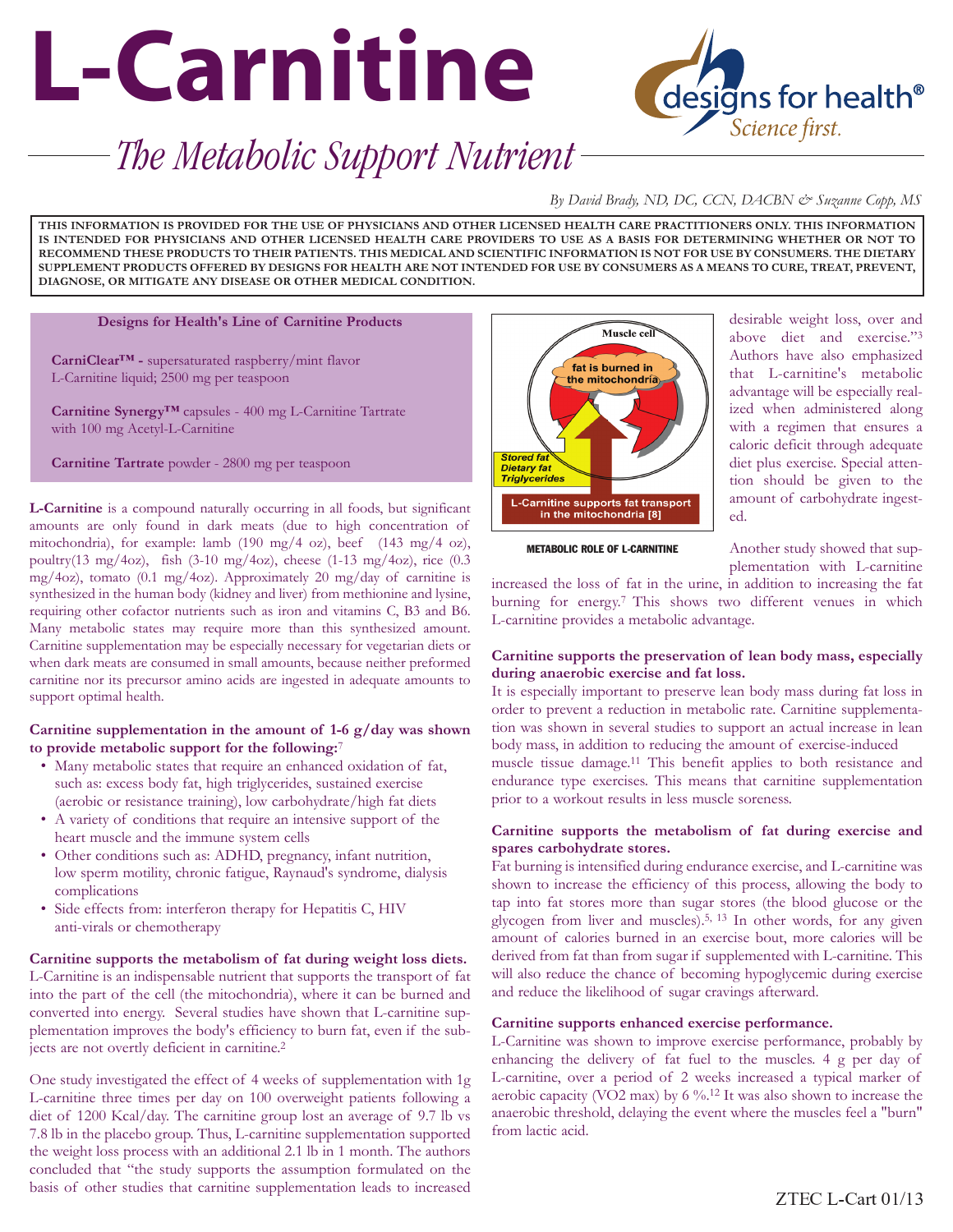# L-Carnitine

designs for health®
*Science first.*

## *The Metabolic Support Nutrient*

*By David Brady, ND, DC, CCN, DACBN & Suzanne Copp, MS*

**THIS INFORMATION IS PROVIDED FOR THE USE OF PHYSICIANS AND OTHER LICENSED HEALTH CARE PRACTITIONERS ONLY. THIS INFORMATION IS INTENDED FOR PHYSICIANS AND OTHER LICENSED HEALTH CARE PROVIDERS TO USE AS A BASIS FOR DETERMINING WHETHER OR NOT TO RECOMMEND THESE PRODUCTS TO THEIR PATIENTS. THIS MEDICAL AND SCIENTIFIC INFORMATION IS NOT FOR USE BY CONSUMERS. THE DIETARY SUPPLEMENT PRODUCTS OFFERED BY DESIGNS FOR HEALTH ARE NOT INTENDED FOR USE BY CONSUMERS AS A MEANS TO CURE, TREAT, PREVENT, DIAGNOSE, OR MITIGATE ANY DISEASE OR OTHER MEDICAL CONDITION.**

**Designs for Health's Line of Carnitine Products**

**CarniClear™ -** supersaturated raspberry/mint flavor L-Carnitine liquid; 2500 mg per teaspoon

**Carnitine Synergy™** capsules - 400 mg L-Carnitine Tartrate with 100 mg Acetyl-L-Carnitine

**Carnitine Tartrate** powder - 2800 mg per teaspoon

**L-Carnitine** is a compound naturally occurring in all foods, but significant amounts are only found in dark meats (due to high concentration of mitochondria), for example: lamb (190 mg/4 oz), beef (143 mg/4 oz), poultry(13 mg/4oz), fish (3-10 mg/4oz), cheese (1-13 mg/4oz), rice (0.3 mg/4oz), tomato (0.1 mg/4oz). Approximately 20 mg/day of carnitine is synthesized in the human body (kidney and liver) from methionine and lysine, requiring other cofactor nutrients such as iron and vitamins C, B3 and B6. Many metabolic states may require more than this synthesized amount. Carnitine supplementation may be especially necessary for vegetarian diets or when dark meats are consumed in small amounts, because neither preformed carnitine nor its precursor amino acids are ingested in adequate amounts to support optimal health.

**Carnitine supplementation in the amount of 1-6 g/day was shown to provide metabolic support for the following:**[7]

- Many metabolic states that require an enhanced oxidation of fat, such as: excess body fat, high triglycerides, sustained exercise (aerobic or resistance training), low carbohydrate/high fat diets
- A variety of conditions that require an intensive support of the heart muscle and the immune system cells
- Other conditions such as: ADHD, pregnancy, infant nutrition, low sperm motility, chronic fatigue, Raynaud's syndrome, dialysis complications
- Side effects from: interferon therapy for Hepatitis C, HIV anti-virals or chemotherapy

**Carnitine supports the metabolism of fat during weight loss diets.**
L-Carnitine is an indispensable nutrient that supports the transport of fat into the part of the cell (the mitochondria), where it can be burned and converted into energy. Several studies have shown that L-carnitine supplementation improves the body's efficiency to burn fat, even if the subjects are not overtly deficient in carnitine.[2]

One study investigated the effect of 4 weeks of supplementation with 1g L-carnitine three times per day on 100 overweight patients following a diet of 1200 Kcal/day. The carnitine group lost an average of 9.7 lb vs 7.8 lb in the placebo group. Thus, L-carnitine supplementation supported the weight loss process with an additional 2.1 lb in 1 month. The authors concluded that "the study supports the assumption formulated on the basis of other studies that carnitine supplementation leads to increased desirable weight loss, over and above diet and exercise."[3] Authors have also emphasized that L-carnitine's metabolic advantage will be especially realized when administered along with a regimen that ensures a caloric deficit through adequate diet plus exercise. Special attention should be given to the amount of carbohydrate ingested.

Muscle cell
fat is burned in the mitochondria
Stored fat
Dietary fat
Triglycerides
L-Carnitine supports fat transport in the mitochondria [8]

METABOLIC ROLE OF L-CARNITINE

Another study showed that supplementation with L-carnitine increased the loss of fat in the urine, in addition to increasing the fat burning for energy.[7] This shows two different venues in which L-carnitine provides a metabolic advantage.

**Carnitine supports the preservation of lean body mass, especially during anaerobic exercise and fat loss.**
It is especially important to preserve lean body mass during fat loss in order to prevent a reduction in metabolic rate. Carnitine supplementation was shown in several studies to support an actual increase in lean body mass, in addition to reducing the amount of exercise-induced muscle tissue damage.[11] This benefit applies to both resistance and endurance type exercises. This means that carnitine supplementation prior to a workout results in less muscle soreness.

**Carnitine supports the metabolism of fat during exercise and spares carbohydrate stores.**
Fat burning is intensified during endurance exercise, and L-carnitine was shown to increase the efficiency of this process, allowing the body to tap into fat stores more than sugar stores (the blood glucose or the glycogen from liver and muscles).[5, 13] In other words, for any given amount of calories burned in an exercise bout, more calories will be derived from fat than from sugar if supplemented with L-carnitine. This will also reduce the chance of becoming hypoglycemic during exercise and reduce the likelihood of sugar cravings afterward.

**Carnitine supports enhanced exercise performance.**
L-Carnitine was shown to improve exercise performance, probably by enhancing the delivery of fat fuel to the muscles. 4 g per day of L-carnitine, over a period of 2 weeks increased a typical marker of aerobic capacity (VO2 max) by 6 %.[12] It was also shown to increase the anaerobic threshold, delaying the event where the muscles feel a "burn" from lactic acid.

ZTEC L-Cart 01/13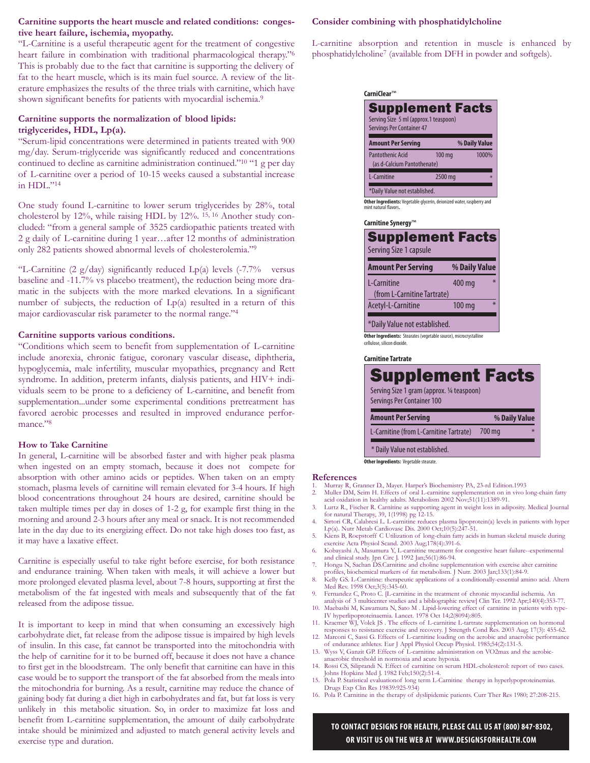**Carnitine supports the heart muscle and related conditions: congestive heart failure, ischemia, myopathy.**

"L-Carnitine is a useful therapeutic agent for the treatment of congestive heart failure in combination with traditional pharmacological therapy."[6] This is probably due to the fact that carnitine is supporting the delivery of fat to the heart muscle, which is its main fuel source. A review of the literature emphasizes the results of the three trials with carnitine, which have shown significant benefits for patients with myocardial ischemia.[9]

**Carnitine supports the normalization of blood lipids: triglycerides, HDL, Lp(a).**

"Serum-lipid concentrations were determined in patients treated with 900 mg/day. Serum-triglyceride was significantly reduced and concentrations continued to decline as carnitine administration continued."[10] "1 g per day of L-carnitine over a period of 10-15 weeks caused a substantial increase in HDL."[14]

One study found L-carnitine to lower serum triglycerides by 28%, total cholesterol by 12%, while raising HDL by 12%. [15, 16] Another study concluded: "from a general sample of 3525 cardiopathic patients treated with 2 g daily of L-carnitine during 1 year…after 12 months of administration only 282 patients showed abnormal levels of cholesterolemia."[9]

"L-Carnitine (2 g/day) significantly reduced Lp(a) levels (-7.7% versus baseline and -11.7% vs placebo treatment), the reduction being more dramatic in the subjects with the more marked elevations. In a significant number of subjects, the reduction of Lp(a) resulted in a return of this major cardiovascular risk parameter to the normal range."[4]

**Carnitine supports various conditions.**

"Conditions which seem to benefit from supplementation of L-carnitine include anorexia, chronic fatigue, coronary vascular disease, diphtheria, hypoglycemia, male infertility, muscular myopathies, pregnancy and Rett syndrome. In addition, preterm infants, dialysis patients, and HIV+ individuals seem to be prone to a deficiency of L-carnitine, and benefit from supplementation...under some experimental conditions pretreatment has favored aerobic processes and resulted in improved endurance performance."[8]

**How to Take Carnitine**

In general, L-carnitine will be absorbed faster and with higher peak plasma when ingested on an empty stomach, because it does not compete for absorption with other amino acids or peptides. When taken on an empty stomach, plasma levels of carnitine will remain elevated for 3-4 hours. If high blood concentrations throughout 24 hours are desired, carnitine should be taken multiple times per day in doses of 1-2 g, for example first thing in the morning and around 2-3 hours after any meal or snack. It is not recommended late in the day due to its energizing effect. Do not take high doses too fast, as it may have a laxative effect.

Carnitine is especially useful to take right before exercise, for both resistance and endurance training. When taken with meals, it will achieve a lower but more prolonged elevated plasma level, about 7-8 hours, supporting at first the metabolism of the fat ingested with meals and subsequently that of the fat released from the adipose tissue.

It is important to keep in mind that when consuming an excessively high carbohydrate diet, fat release from the adipose tissue is impaired by high levels of insulin. In this case, fat cannot be transported into the mitochondria with the help of carnitine for it to be burned off, because it does not have a chance to first get in the bloodstream. The only benefit that carnitine can have in this case would be to support the transport of the fat absorbed from the meals into the mitochondria for burning. As a result, carnitine may reduce the chance of gaining body fat during a diet high in carbohydrates and fat, but fat loss is very unlikely in this metabolic situation. So, in order to maximize fat loss and benefit from L-carnitine supplementation, the amount of daily carbohydrate intake should be minimized and adjusted to match general activity levels and exercise type and duration.

**Consider combining with phosphatidylcholine**

L-carnitine absorption and retention in muscle is enhanced by phosphatidylcholine[7] (available from DFH in powder and softgels).

**CarniClear™**

**Supplement Facts**
Serving Size 5 ml (approx.1 teaspoon)
Servings Per Container 47

| Amount Per Serving | | % Daily Value |
|---|---|---|
| Pantothenic Acid (as d-Calcium Pantothenate) | 100 mg | 1000% |
| L-Carnitine | 2500 mg | * |

*Daily Value not established.

**Other Ingredients:** Vegetable glycerin, deionized water, raspberry and mint natural flavors.

**Carnitine Synergy™**

**Supplement Facts**
Serving Size 1 capsule

| Amount Per Serving | | % Daily Value |
|---|---|---|
| L-Carnitine (from L-Carnitine Tartrate) | 400 mg | * |
| Acetyl-L-Carnitine | 100 mg | * |

*Daily Value not established.

**Other Ingredients:** Stearates (vegetable source), microcrystalline cellulose, silicon dioxide.

**Carnitine Tartrate**

**Supplement Facts**
Serving Size 1 gram (approx. ¼ teaspoon)
Servings Per Container 100

| Amount Per Serving | | % Daily Value |
|---|---|---|
| L-Carnitine (from L-Carnitine Tartrate) | 700 mg | * |

* Daily Value not established.

**Other Ingredients:** Vegetable stearate.

**References**

1. Murray R, Granner D., Mayer. Harper's Biochemistry PA, 23-rd Edition.1993
2. Muller DM, Seim H. Effects of oral L-carnitine supplementation on in vivo long-chain fatty acid oxidation in healthy adults. Metabolism 2002 Nov;51(11):1389-91.
3. Lurtz R., Fischer R. Carnitine as supporting agent in weight loss in adiposity. Medical Journal for natural Therapy, 39, 1(1998) pg 12-15.
4. Sirtori CR, Calabresi L. L-carnitine reduces plasma lipoprotein(a) levels in patients with hyper Lp(a). Nutr Metab Cardiovasc Dis. 2000 Oct;10(5):247-51.
5. Kiens B, Roepstorff C Utilization of long-chain fatty acids in human skeletal muscle during exercise Acta Physiol Scand. 2003 Aug;178(4):391-6.
6. Kobayashi A, Masumura Y, L-carnitine treatment for congestive heart failure--experimental and clinical study. Jpn Circ J. 1992 Jan;56(1):86-94.
7. Hongu N, Sachan DS.Carnitine and choline supplementation with exercise alter carnitine profiles, biochemical markers of fat metabolism. J Nutr. 2003 Jan;133(1):84-9.
8. Kelly GS. L-Carnitine: therapeutic applications of a conditionally-essential amino acid. Altern Med Rev. 1998 Oct;3(5):345-60.
9. Fernandez C, Proto C. [L-carnitine in the treatment of chronic myocardial ischemia. An analysis of 3 multicenter studies and a bibliographic review] Clin Ter. 1992 Apr;140(4):353-77.
10. Maebashi M, Kawamura N, Sato M . Lipid-lowering effect of carnitine in patients with type-IV hyperlipoproteinaemia. Lancet. 1978 Oct 14;2(8094):805.
11. Kraemer WJ, Volek JS . The effects of L-carnitine L-tartrate supplementation on hormonal responses to resistance exercise and recovery. J Strength Cond Res. 2003 Aug; 17(3): 455-62.
12. Marconi C, Sassi G. Effects of L-carnitine loading on the aerobic and anaerobic performance of endurance athletes. Eur J Appl Physiol Occup Physiol. 1985;54(2):131-5.
13. Wyss V, Ganzit GP. Effects of L-carnitine administration on VO2max and the aerobic-anaerobic threshold in normoxia and acute hypoxia.
14. Rossi CS, Siliprandi N. Effect of carnitine on serum HDL-cholesterol: report of two cases. Johns Hopkins Med J. 1982 Feb;150(2):51-4.
15. Pola P. Statistical evaluationof long term L-Carnitine therapy in hyperlypoproteinemias. Drugs Exp Clin Res 19839:925-934)
16. Pola P. Carnitine in the therapy of dyslipidemic patients. Curr Ther Res 1980; 27:208-215.

**TO CONTACT DESIGNS FOR HEALTH, PLEASE CALL US AT (800) 847-8302, OR VISIT US ON THE WEB AT WWW.DESIGNSFORHEALTH.COM**